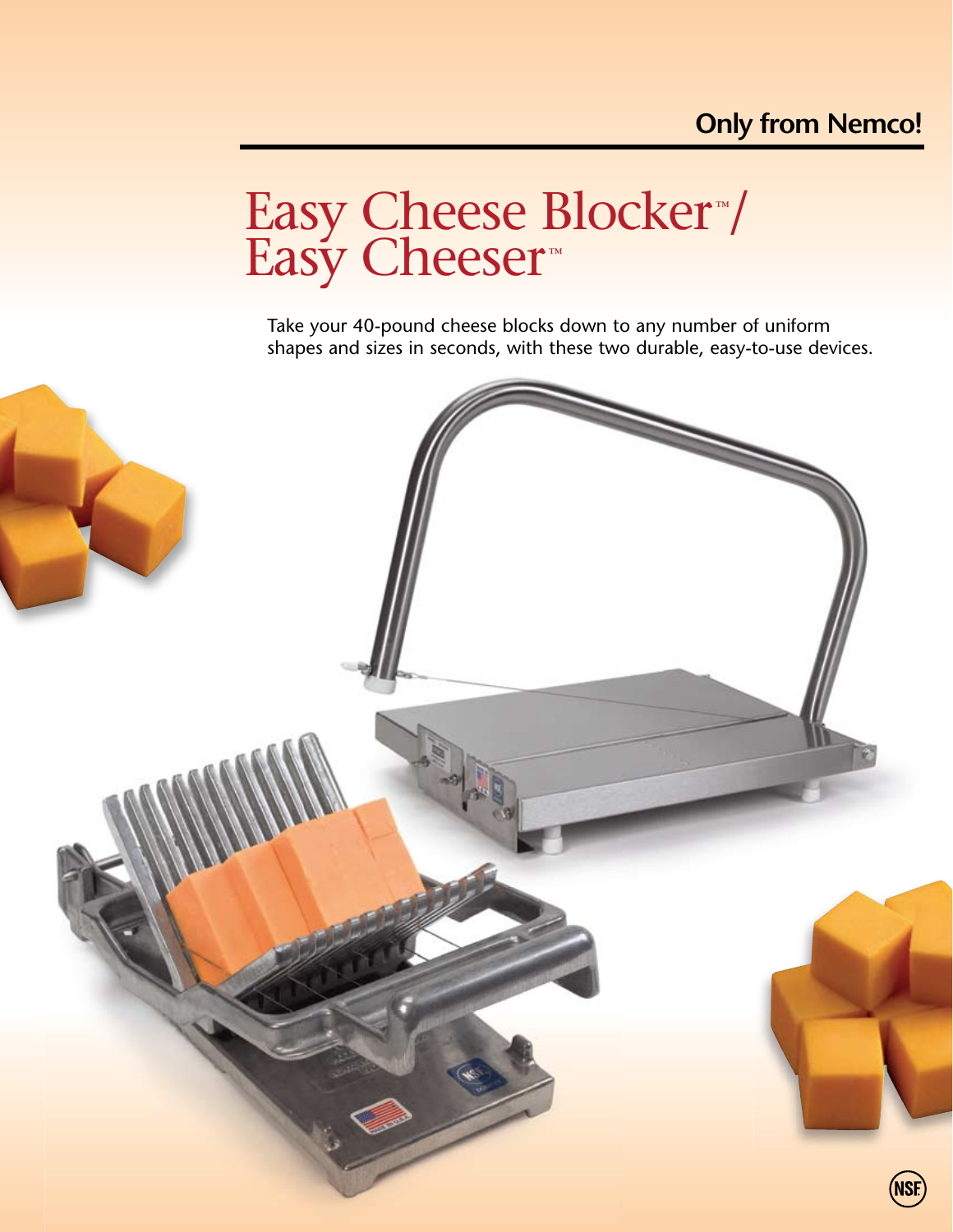**Only from Nemco!**

# Easy Cheese Blocker™/ Easy Cheeser™

Take your 40-pound cheese blocks down to any number of uniform shapes and sizes in seconds, with these two durable, easy-to-use devices.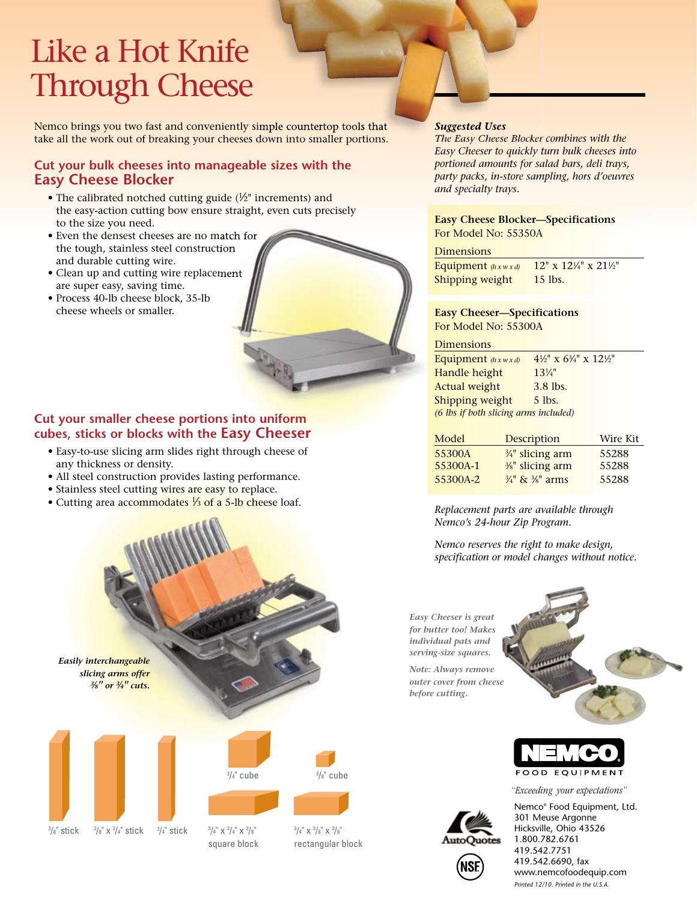# Like a Hot Knife Through Cheese

Nemco brings you two fast and conveniently simple countertop tools that take all the work out of breaking your cheeses down into smaller portions.

## Cut your bulk cheeses into manageable sizes with the Easy Cheese Blocker

- The calibrated notched cutting guide (½" increments) and the easy-action cutting bow ensure straight, even cuts precisely to the size you need.
- Even the densest cheeses are no match for the tough, stainless steel construction and durable cutting wire.
- Clean up and cutting wire replacement are super easy, saving time.
- Process 40-lb cheese block, 35-lb cheese wheels or smaller.

## Cut your smaller cheese portions into uniform cubes, sticks or blocks with the Easy Cheeser

- Easy-to-use slicing arm slides right through cheese of any thickness or density.
- All steel construction provides lasting performance.
- Stainless steel cutting wires are easy to replace.
- Cutting area accommodates ⅓ of a 5-lb cheese loaf.

***Easily interchangeable slicing arms offer ⅜" or ¾" cuts.***

3/8" stick
3/8" x 3/4" stick
3/4" stick
3/4" cube
3/8" cube
3/4" x 3/4" x 3/8" square block
3/4" x 3/8" x 3/8" rectangular block

***Suggested Uses***

*The Easy Cheese Blocker combines with the Easy Cheeser to quickly turn bulk cheeses into portioned amounts for salad bars, deli trays, party packs, in-store sampling, hors d'oeuvres and specialty trays.*

### Easy Cheese Blocker—Specifications

For Model No: 55350A

| Dimensions | |
|---|---|
| Equipment *(h x w x d)* | 12" x 12¼" x 21½" |
| Shipping weight | 15 lbs. |

### Easy Cheeser—Specifications

For Model No: 55300A

| Dimensions | |
|---|---|
| Equipment *(h x w x d)* | 4½" x 6¾" x 12½" |
| Handle height | 13¼" |
| Actual weight | 3.8 lbs. |
| Shipping weight | 5 lbs. |

*(6 lbs if both slicing arms included)*

| Model | Description | Wire Kit |
|---|---|---|
| 55300A | ¾" slicing arm | 55288 |
| 55300A-1 | ⅜" slicing arm | 55288 |
| 55300A-2 | ¾" & ⅜" arms | 55288 |

*Replacement parts are available through Nemco's 24-hour Zip Program.*

*Nemco reserves the right to make design, specification or model changes without notice.*

*Easy Cheeser is great for butter too! Makes individual pats and serving-size squares.*

*Note: Always remove outer cover from cheese before cutting.*

NEMCO FOOD EQUIPMENT

*"Exceeding your expectations"*

Nemco® Food Equipment, Ltd.
301 Meuse Argonne
Hicksville, Ohio 43526
1.800.782.6761
419.542.7751
419.542.6690, fax
www.nemcofoodequip.com

*Printed 12/10. Printed in the U.S.A.*